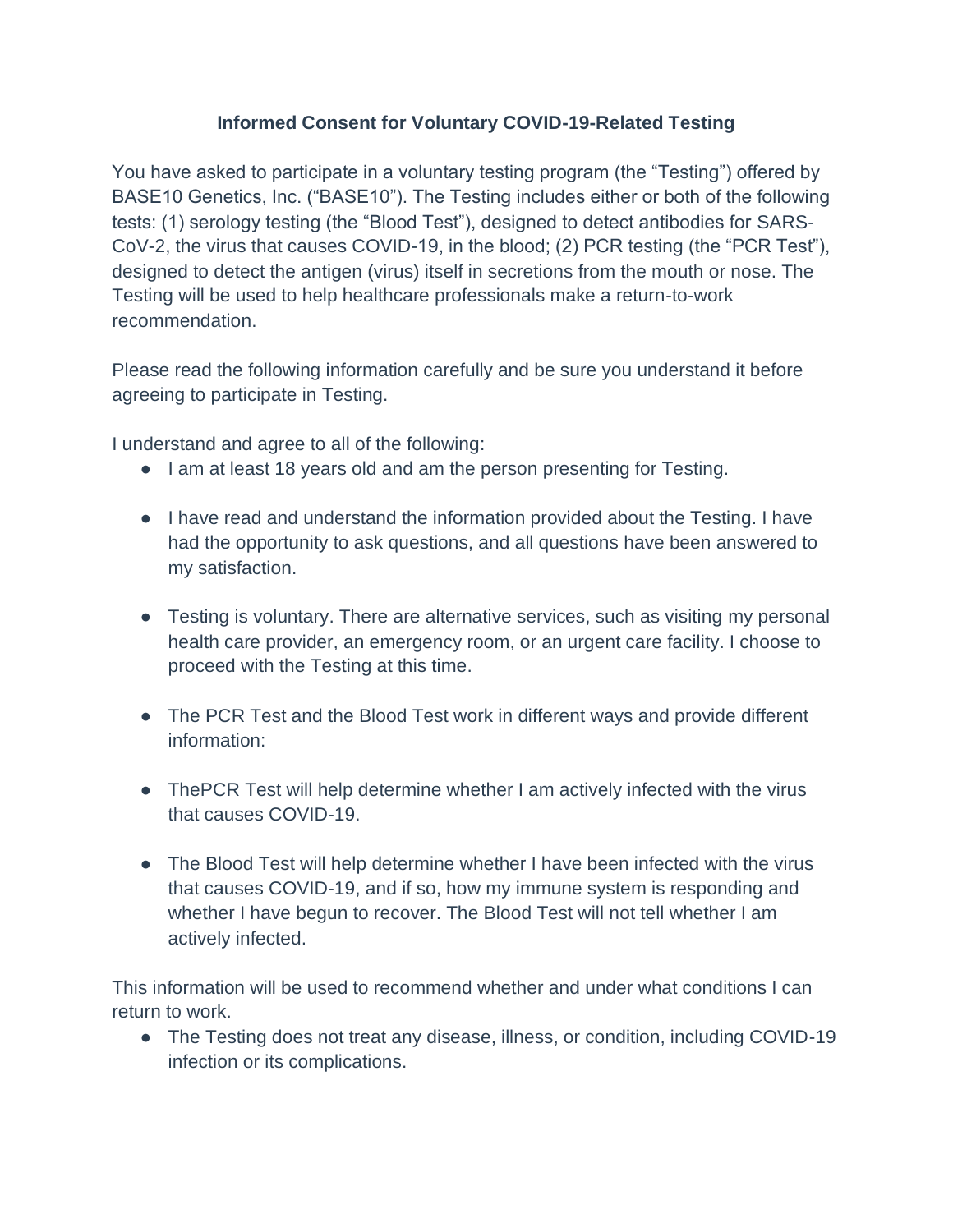**Informed Consent for Voluntary COVID-19-Related Testing**

You have asked to participate in a voluntary testing program (the "Testing") offered by BASE10 Genetics, Inc. ("BASE10"). The Testing includes either or both of the following tests: (1) serology testing (the "Blood Test"), designed to detect antibodies for SARS-CoV-2, the virus that causes COVID-19, in the blood; (2) PCR testing (the "PCR Test"), designed to detect the antigen (virus) itself in secretions from the mouth or nose. The Testing will be used to help healthcare professionals make a return-to-work recommendation.

Please read the following information carefully and be sure you understand it before agreeing to participate in Testing.

I understand and agree to all of the following:

- I am at least 18 years old and am the person presenting for Testing.
- I have read and understand the information provided about the Testing. I have had the opportunity to ask questions, and all questions have been answered to my satisfaction.
- Testing is voluntary. There are alternative services, such as visiting my personal health care provider, an emergency room, or an urgent care facility. I choose to proceed with the Testing at this time.
- The PCR Test and the Blood Test work in different ways and provide different information:
- ThePCR Test will help determine whether I am actively infected with the virus that causes COVID-19.
- The Blood Test will help determine whether I have been infected with the virus that causes COVID-19, and if so, how my immune system is responding and whether I have begun to recover. The Blood Test will not tell whether I am actively infected.

This information will be used to recommend whether and under what conditions I can return to work.

- The Testing does not treat any disease, illness, or condition, including COVID-19 infection or its complications.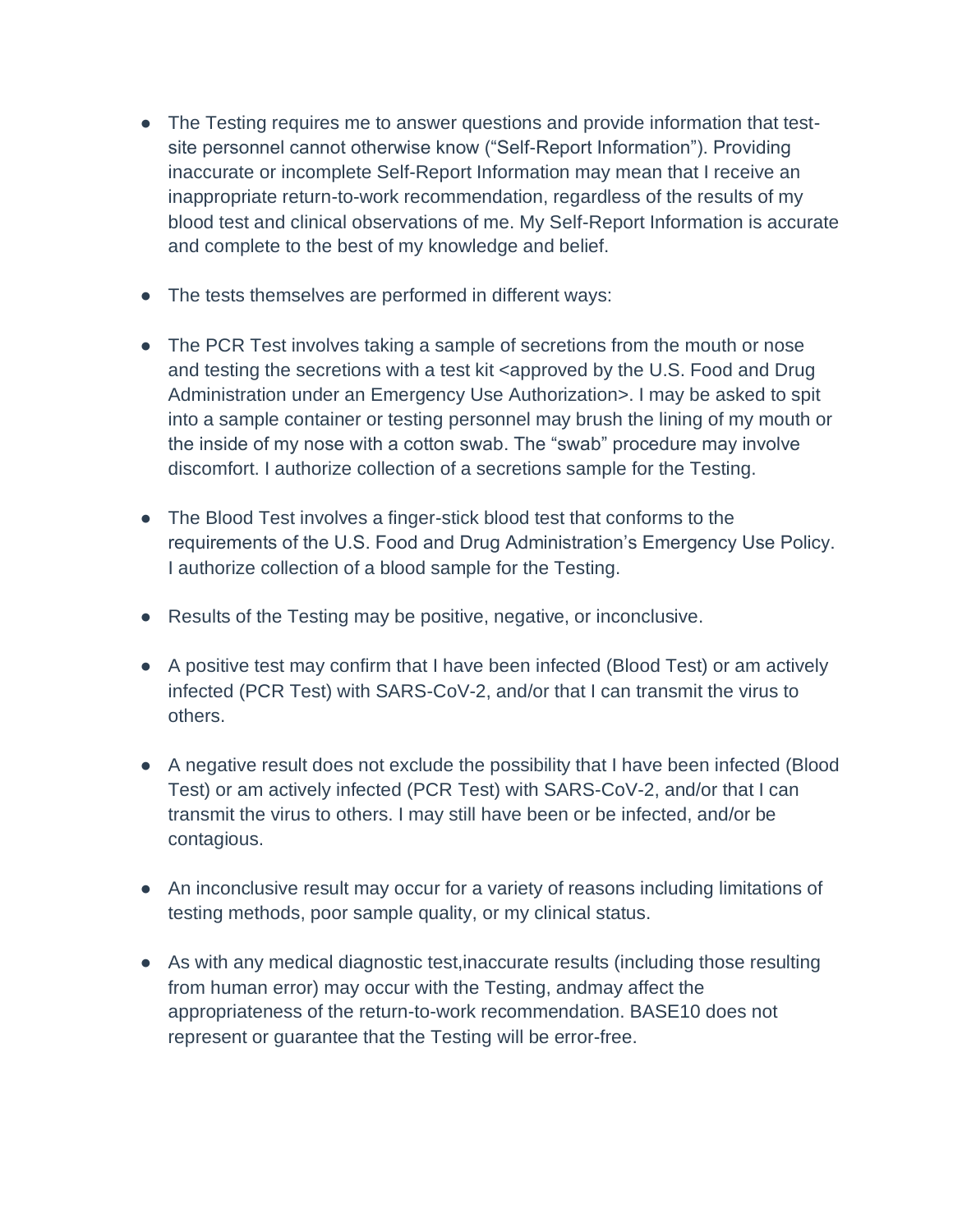- The Testing requires me to answer questions and provide information that test-site personnel cannot otherwise know ("Self-Report Information"). Providing inaccurate or incomplete Self-Report Information may mean that I receive an inappropriate return-to-work recommendation, regardless of the results of my blood test and clinical observations of me. My Self-Report Information is accurate and complete to the best of my knowledge and belief.

- The tests themselves are performed in different ways:

- The PCR Test involves taking a sample of secretions from the mouth or nose and testing the secretions with a test kit <approved by the U.S. Food and Drug Administration under an Emergency Use Authorization>. I may be asked to spit into a sample container or testing personnel may brush the lining of my mouth or the inside of my nose with a cotton swab. The "swab" procedure may involve discomfort. I authorize collection of a secretions sample for the Testing.

- The Blood Test involves a finger-stick blood test that conforms to the requirements of the U.S. Food and Drug Administration's Emergency Use Policy. I authorize collection of a blood sample for the Testing.

- Results of the Testing may be positive, negative, or inconclusive.

- A positive test may confirm that I have been infected (Blood Test) or am actively infected (PCR Test) with SARS-CoV-2, and/or that I can transmit the virus to others.

- A negative result does not exclude the possibility that I have been infected (Blood Test) or am actively infected (PCR Test) with SARS-CoV-2, and/or that I can transmit the virus to others. I may still have been or be infected, and/or be contagious.

- An inconclusive result may occur for a variety of reasons including limitations of testing methods, poor sample quality, or my clinical status.

- As with any medical diagnostic test,inaccurate results (including those resulting from human error) may occur with the Testing, andmay affect the appropriateness of the return-to-work recommendation. BASE10 does not represent or guarantee that the Testing will be error-free.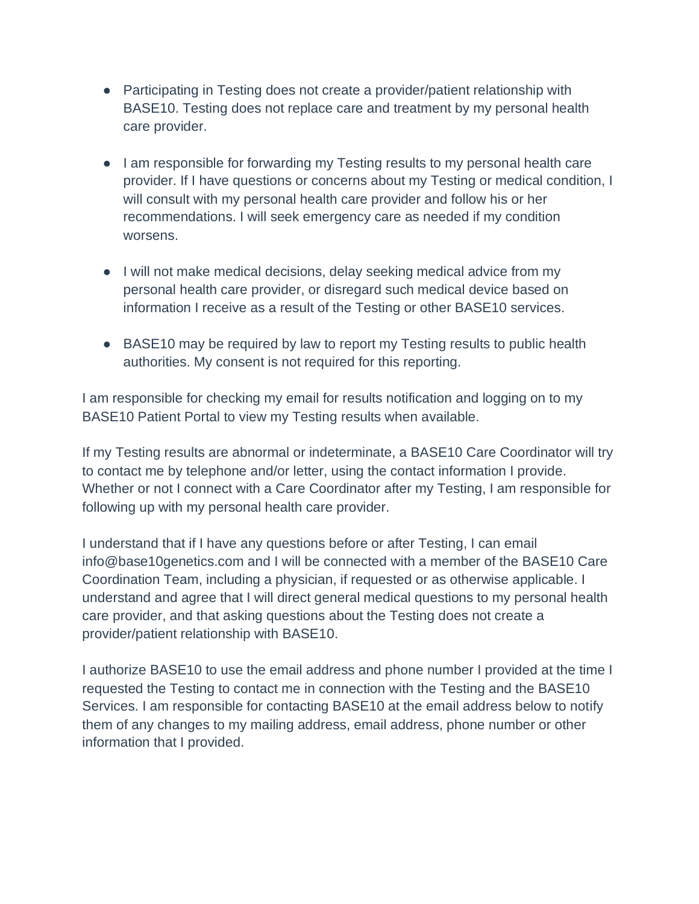- Participating in Testing does not create a provider/patient relationship with BASE10. Testing does not replace care and treatment by my personal health care provider.

- I am responsible for forwarding my Testing results to my personal health care provider. If I have questions or concerns about my Testing or medical condition, I will consult with my personal health care provider and follow his or her recommendations. I will seek emergency care as needed if my condition worsens.

- I will not make medical decisions, delay seeking medical advice from my personal health care provider, or disregard such medical device based on information I receive as a result of the Testing or other BASE10 services.

- BASE10 may be required by law to report my Testing results to public health authorities. My consent is not required for this reporting.

I am responsible for checking my email for results notification and logging on to my BASE10 Patient Portal to view my Testing results when available.

If my Testing results are abnormal or indeterminate, a BASE10 Care Coordinator will try to contact me by telephone and/or letter, using the contact information I provide. Whether or not I connect with a Care Coordinator after my Testing, I am responsible for following up with my personal health care provider.

I understand that if I have any questions before or after Testing, I can email info@base10genetics.com and I will be connected with a member of the BASE10 Care Coordination Team, including a physician, if requested or as otherwise applicable. I understand and agree that I will direct general medical questions to my personal health care provider, and that asking questions about the Testing does not create a provider/patient relationship with BASE10.

I authorize BASE10 to use the email address and phone number I provided at the time I requested the Testing to contact me in connection with the Testing and the BASE10 Services. I am responsible for contacting BASE10 at the email address below to notify them of any changes to my mailing address, email address, phone number or other information that I provided.